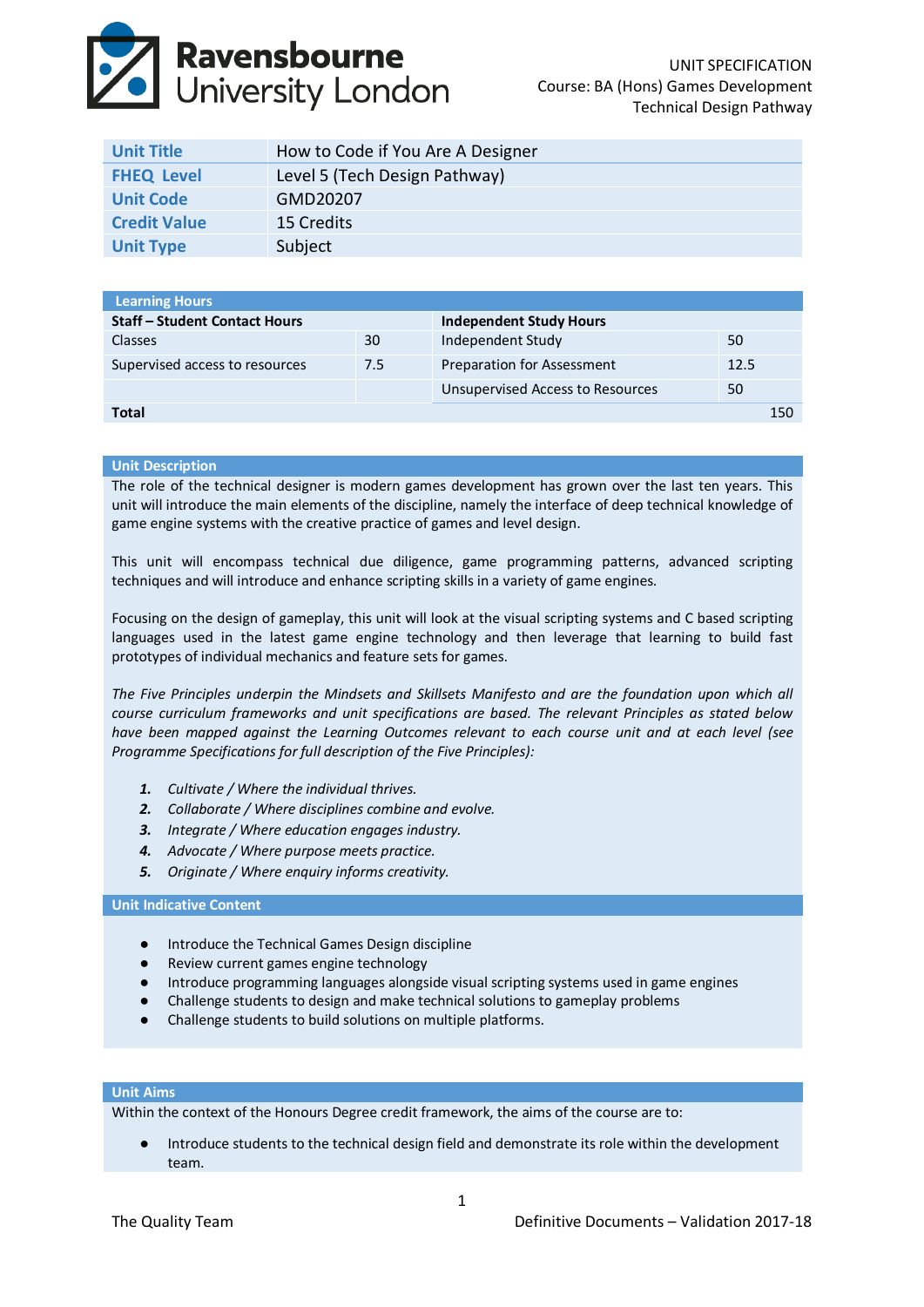UNIT SPECIFICATION
Course: BA (Hons) Games Development
Technical Design Pathway

| | |
|---|---|
| **Unit Title** | How to Code if You Are A Designer |
| **FHEQ Level** | Level 5 (Tech Design Pathway) |
| **Unit Code** | GMD20207 |
| **Credit Value** | 15 Credits |
| **Unit Type** | Subject |

| Learning Hours | | | |
|---|---|---|---|
| **Staff – Student Contact Hours** | | **Independent Study Hours** | |
| Classes | 30 | Independent Study | 50 |
| Supervised access to resources | 7.5 | Preparation for Assessment | 12.5 |
| | | Unsupervised Access to Resources | 50 |
| **Total** | | | 150 |

## Unit Description

The role of the technical designer is modern games development has grown over the last ten years. This unit will introduce the main elements of the discipline, namely the interface of deep technical knowledge of game engine systems with the creative practice of games and level design.

This unit will encompass technical due diligence, game programming patterns, advanced scripting techniques and will introduce and enhance scripting skills in a variety of game engines.

Focusing on the design of gameplay, this unit will look at the visual scripting systems and C based scripting languages used in the latest game engine technology and then leverage that learning to build fast prototypes of individual mechanics and feature sets for games.

*The Five Principles underpin the Mindsets and Skillsets Manifesto and are the foundation upon which all course curriculum frameworks and unit specifications are based. The relevant Principles as stated below have been mapped against the Learning Outcomes relevant to each course unit and at each level (see Programme Specifications for full description of the Five Principles):*

1. *Cultivate / Where the individual thrives.*
2. *Collaborate / Where disciplines combine and evolve.*
3. *Integrate / Where education engages industry.*
4. *Advocate / Where purpose meets practice.*
5. *Originate / Where enquiry informs creativity.*

## Unit Indicative Content

- Introduce the Technical Games Design discipline
- Review current games engine technology
- Introduce programming languages alongside visual scripting systems used in game engines
- Challenge students to design and make technical solutions to gameplay problems
- Challenge students to build solutions on multiple platforms.

## Unit Aims

Within the context of the Honours Degree credit framework, the aims of the course are to:

- Introduce students to the technical design field and demonstrate its role within the development team.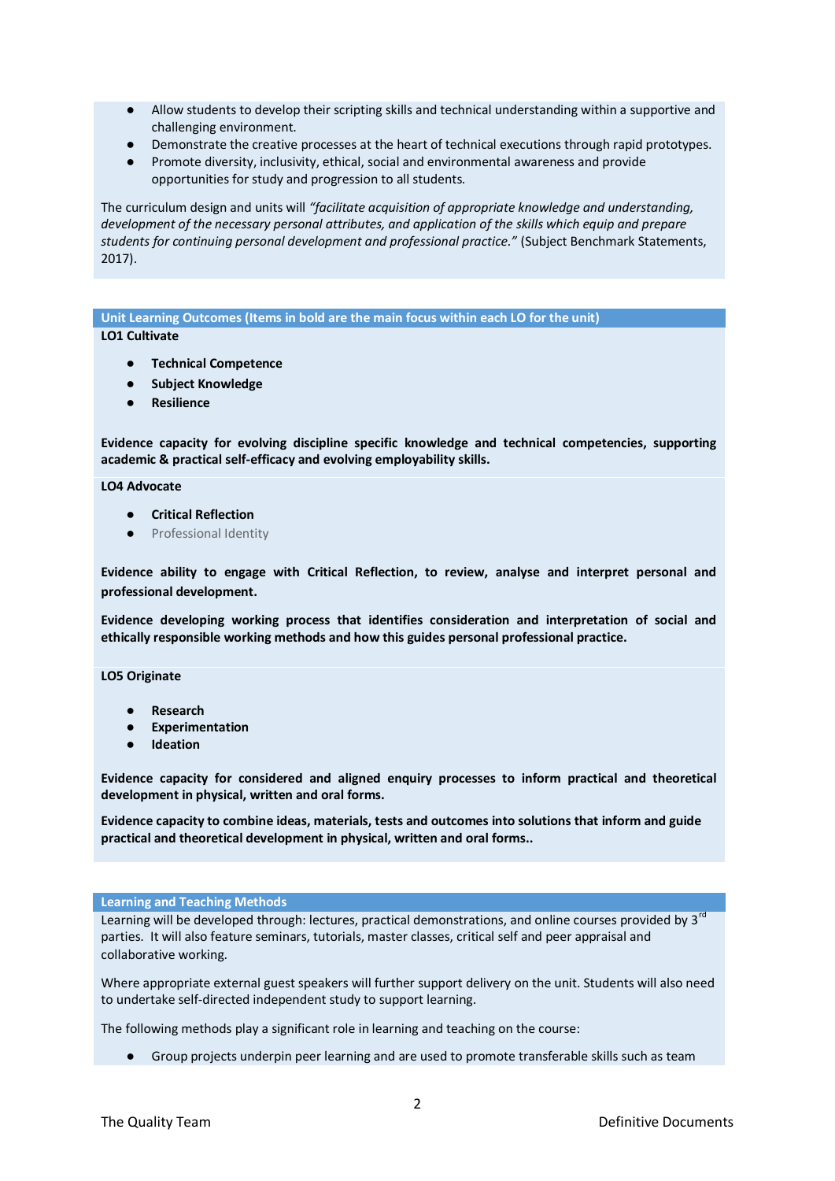- Allow students to develop their scripting skills and technical understanding within a supportive and challenging environment.
- Demonstrate the creative processes at the heart of technical executions through rapid prototypes.
- Promote diversity, inclusivity, ethical, social and environmental awareness and provide opportunities for study and progression to all students.

The curriculum design and units will *"facilitate acquisition of appropriate knowledge and understanding, development of the necessary personal attributes, and application of the skills which equip and prepare students for continuing personal development and professional practice."* (Subject Benchmark Statements, 2017).

## Unit Learning Outcomes (Items in bold are the main focus within each LO for the unit)

**LO1 Cultivate**

- **Technical Competence**
- **Subject Knowledge**
- **Resilience**

**Evidence capacity for evolving discipline specific knowledge and technical competencies, supporting academic & practical self-efficacy and evolving employability skills.**

**LO4 Advocate**

- **Critical Reflection**
- Professional Identity

**Evidence ability to engage with Critical Reflection, to review, analyse and interpret personal and professional development.**

**Evidence developing working process that identifies consideration and interpretation of social and ethically responsible working methods and how this guides personal professional practice.**

**LO5 Originate**

- **Research**
- **Experimentation**
- **Ideation**

**Evidence capacity for considered and aligned enquiry processes to inform practical and theoretical development in physical, written and oral forms.**

**Evidence capacity to combine ideas, materials, tests and outcomes into solutions that inform and guide practical and theoretical development in physical, written and oral forms..**

## Learning and Teaching Methods

Learning will be developed through: lectures, practical demonstrations, and online courses provided by 3rd parties. It will also feature seminars, tutorials, master classes, critical self and peer appraisal and collaborative working.

Where appropriate external guest speakers will further support delivery on the unit. Students will also need to undertake self-directed independent study to support learning.

The following methods play a significant role in learning and teaching on the course:

- Group projects underpin peer learning and are used to promote transferable skills such as team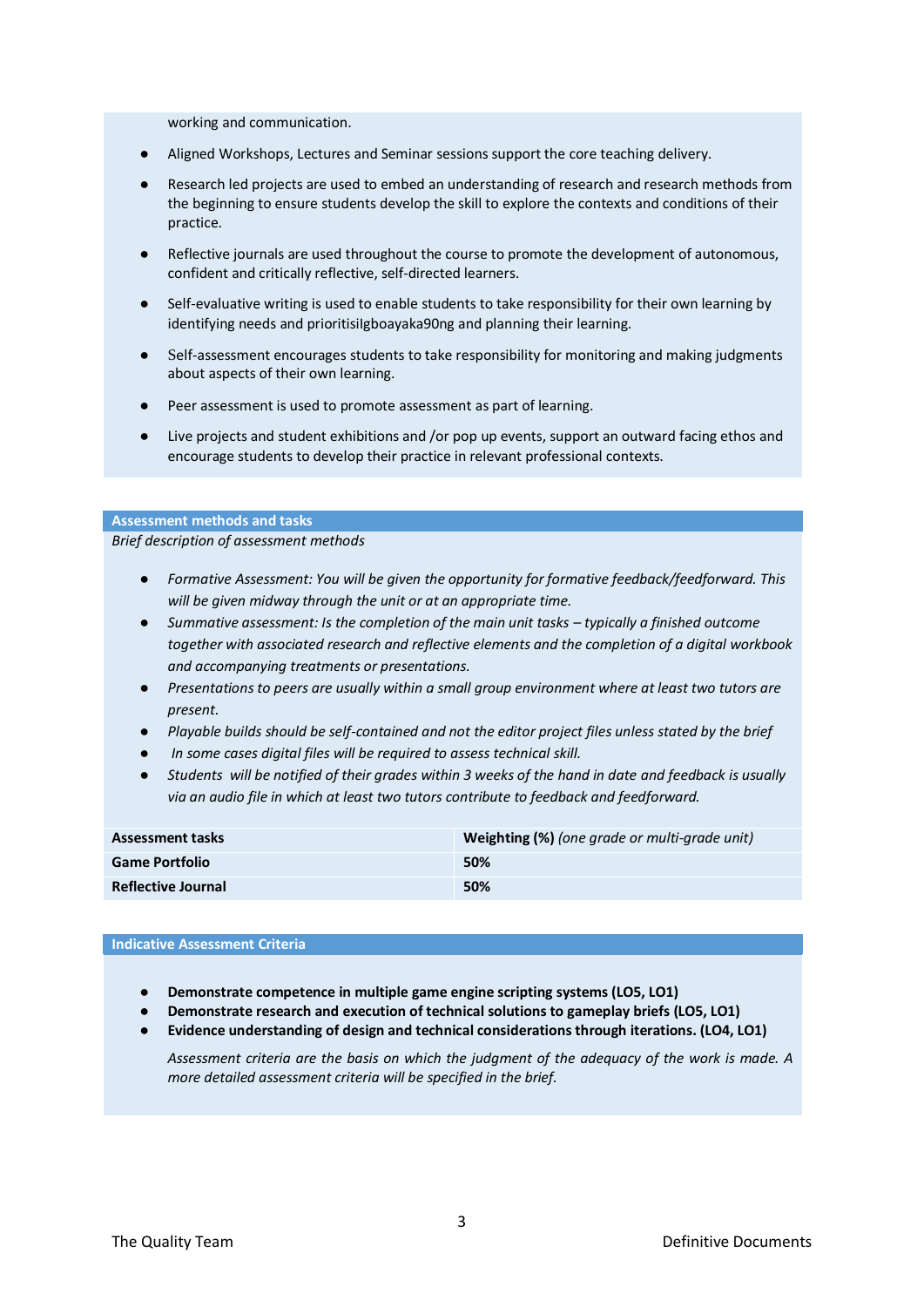working and communication.

- Aligned Workshops, Lectures and Seminar sessions support the core teaching delivery.
- Research led projects are used to embed an understanding of research and research methods from the beginning to ensure students develop the skill to explore the contexts and conditions of their practice.
- Reflective journals are used throughout the course to promote the development of autonomous, confident and critically reflective, self-directed learners.
- Self-evaluative writing is used to enable students to take responsibility for their own learning by identifying needs and prioritisiIgboayaka90ng and planning their learning.
- Self-assessment encourages students to take responsibility for monitoring and making judgments about aspects of their own learning.
- Peer assessment is used to promote assessment as part of learning.
- Live projects and student exhibitions and /or pop up events, support an outward facing ethos and encourage students to develop their practice in relevant professional contexts.

## Assessment methods and tasks

*Brief description of assessment methods*

- *Formative Assessment: You will be given the opportunity for formative feedback/feedforward. This will be given midway through the unit or at an appropriate time.*
- *Summative assessment: Is the completion of the main unit tasks – typically a finished outcome together with associated research and reflective elements and the completion of a digital workbook and accompanying treatments or presentations.*
- *Presentations to peers are usually within a small group environment where at least two tutors are present.*
- *Playable builds should be self-contained and not the editor project files unless stated by the brief*
- *In some cases digital files will be required to assess technical skill.*
- *Students will be notified of their grades within 3 weeks of the hand in date and feedback is usually via an audio file in which at least two tutors contribute to feedback and feedforward.*

| Assessment tasks | Weighting (%) *(one grade or multi-grade unit)* |
|---|---|
| **Game Portfolio** | **50%** |
| **Reflective Journal** | **50%** |

## Indicative Assessment Criteria

- **Demonstrate competence in multiple game engine scripting systems (LO5, LO1)**
- **Demonstrate research and execution of technical solutions to gameplay briefs (LO5, LO1)**
- **Evidence understanding of design and technical considerations through iterations. (LO4, LO1)**

*Assessment criteria are the basis on which the judgment of the adequacy of the work is made. A more detailed assessment criteria will be specified in the brief.*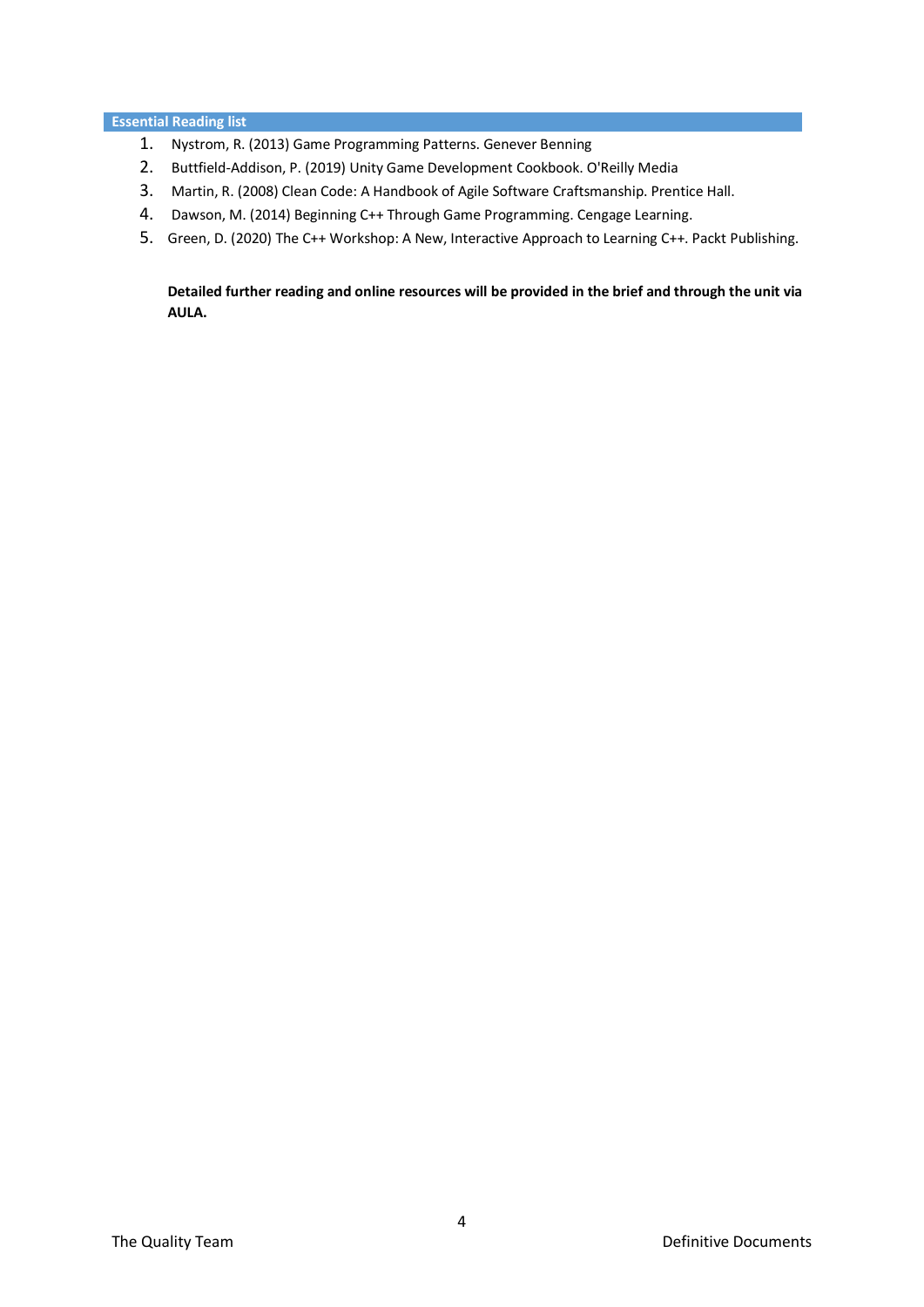## Essential Reading list

1. Nystrom, R. (2013) Game Programming Patterns. Genever Benning
2. Buttfield-Addison, P. (2019) Unity Game Development Cookbook. O'Reilly Media
3. Martin, R. (2008) Clean Code: A Handbook of Agile Software Craftsmanship. Prentice Hall.
4. Dawson, M. (2014) Beginning C++ Through Game Programming. Cengage Learning.
5. Green, D. (2020) The C++ Workshop: A New, Interactive Approach to Learning C++. Packt Publishing.

**Detailed further reading and online resources will be provided in the brief and through the unit via AULA.**